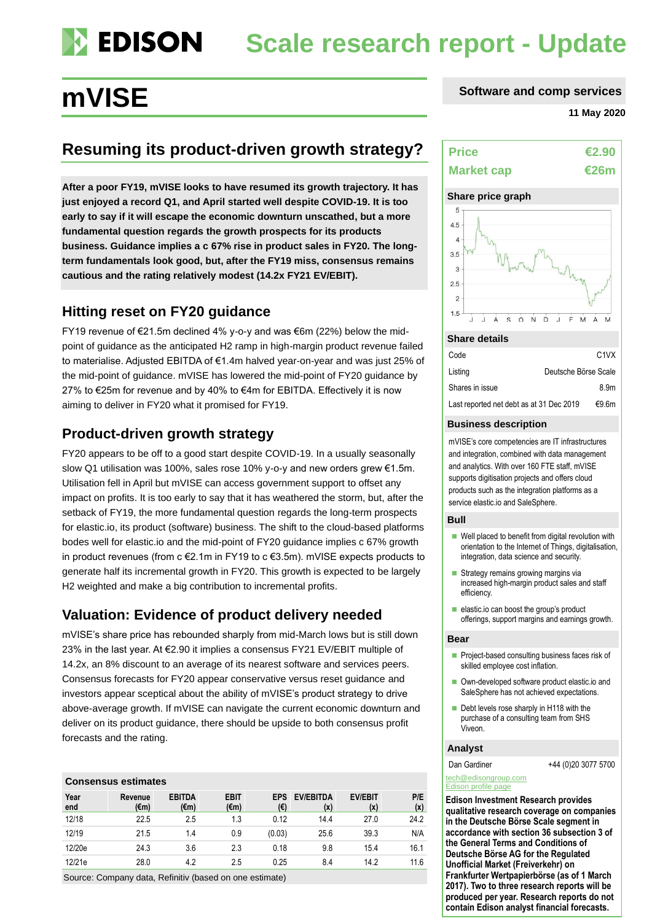# EDISON Scale research report - Update

# mVISE

**Software and comp services**

**11 May 2020**

## Resuming its product-driven growth strategy?

**After a poor FY19, mVISE looks to have resumed its growth trajectory. It has just enjoyed a record Q1, and April started well despite COVID-19. It is too early to say if it will escape the economic downturn unscathed, but a more fundamental question regards the growth prospects for its products business. Guidance implies a c 67% rise in product sales in FY20. The long-term fundamentals look good, but, after the FY19 miss, consensus remains cautious and the rating relatively modest (14.2x FY21 EV/EBIT).**

### Hitting reset on FY20 guidance

FY19 revenue of €21.5m declined 4% y-o-y and was €6m (22%) below the mid-point of guidance as the anticipated H2 ramp in high-margin product revenue failed to materialise. Adjusted EBITDA of €1.4m halved year-on-year and was just 25% of the mid-point of guidance. mVISE has lowered the mid-point of FY20 guidance by 27% to €25m for revenue and by 40% to €4m for EBITDA. Effectively it is now aiming to deliver in FY20 what it promised for FY19.

### Product-driven growth strategy

FY20 appears to be off to a good start despite COVID-19. In a usually seasonally slow Q1 utilisation was 100%, sales rose 10% y-o-y and new orders grew €1.5m. Utilisation fell in April but mVISE can access government support to offset any impact on profits. It is too early to say that it has weathered the storm, but, after the setback of FY19, the more fundamental question regards the long-term prospects for elastic.io, its product (software) business. The shift to the cloud-based platforms bodes well for elastic.io and the mid-point of FY20 guidance implies c 67% growth in product revenues (from c €2.1m in FY19 to c €3.5m). mVISE expects products to generate half its incremental growth in FY20. This growth is expected to be largely H2 weighted and make a big contribution to incremental profits.

### Valuation: Evidence of product delivery needed

mVISE's share price has rebounded sharply from mid-March lows but is still down 23% in the last year. At €2.90 it implies a consensus FY21 EV/EBIT multiple of 14.2x, an 8% discount to an average of its nearest software and services peers. Consensus forecasts for FY20 appear conservative versus reset guidance and investors appear sceptical about the ability of mVISE's product strategy to drive above-average growth. If mVISE can navigate the current economic downturn and deliver on its product guidance, there should be upside to both consensus profit forecasts and the rating.

**Consensus estimates**

| Year end | Revenue (€m) | EBITDA (€m) | EBIT (€m) | EPS (€) | EV/EBITDA (x) | EV/EBIT (x) | P/E (x) |
|---|---|---|---|---|---|---|---|
| 12/18 | 22.5 | 2.5 | 1.3 | 0.12 | 14.4 | 27.0 | 24.2 |
| 12/19 | 21.5 | 1.4 | 0.9 | (0.03) | 25.6 | 39.3 | N/A |
| 12/20e | 24.3 | 3.6 | 2.3 | 0.18 | 9.8 | 15.4 | 16.1 |
| 12/21e | 28.0 | 4.2 | 2.5 | 0.25 | 8.4 | 14.2 | 11.6 |

Source: Company data, Refinitiv (based on one estimate)

| | |
|---|---|
| **Price** | **€2.90** |
| **Market cap** | **€26m** |

**Share price graph**

**Share details**

| | |
|---|---|
| Code | C1VX |
| Listing | Deutsche Börse Scale |
| Shares in issue | 8.9m |
| Last reported net debt as at 31 Dec 2019 | €9.6m |

**Business description**

mVISE's core competencies are IT infrastructures and integration, combined with data management and analytics. With over 160 FTE staff, mVISE supports digitisation projects and offers cloud products such as the integration platforms as a service elastic.io and SaleSphere.

**Bull**

- Well placed to benefit from digital revolution with orientation to the Internet of Things, digitalisation, integration, data science and security.
- Strategy remains growing margins via increased high-margin product sales and staff efficiency.
- elastic.io can boost the group's product offerings, support margins and earnings growth.

**Bear**

- Project-based consulting business faces risk of skilled employee cost inflation.
- Own-developed software product elastic.io and SaleSphere has not achieved expectations.
- Debt levels rose sharply in H118 with the purchase of a consulting team from SHS Viveon.

**Analyst**

Dan Gardiner +44 (0)20 3077 5700

tech@edisongroup.com

Edison profile page

**Edison Investment Research provides qualitative research coverage on companies in the Deutsche Börse Scale segment in accordance with section 36 subsection 3 of the General Terms and Conditions of Deutsche Börse AG for the Regulated Unofficial Market (Freiverkehr) on Frankfurter Wertpapierbörse (as of 1 March 2017). Two to three research reports will be produced per year. Research reports do not contain Edison analyst financial forecasts.**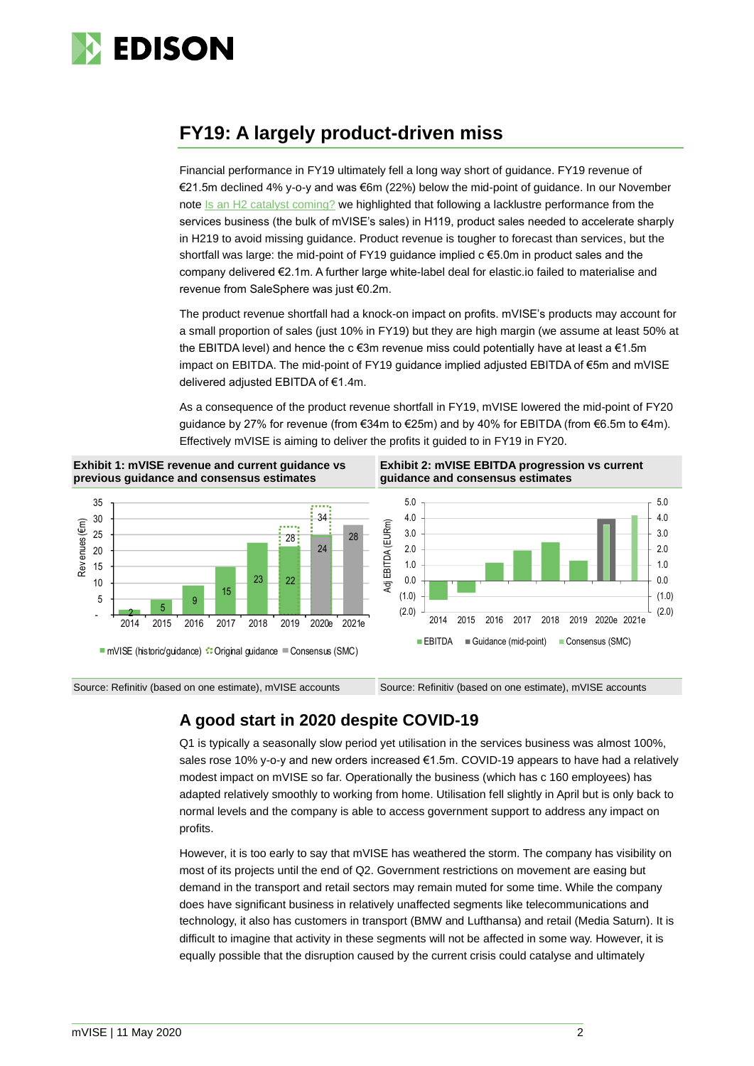## FY19: A largely product-driven miss

Financial performance in FY19 ultimately fell a long way short of guidance. FY19 revenue of €21.5m declined 4% y-o-y and was €6m (22%) below the mid-point of guidance. In our November note Is an H2 catalyst coming? we highlighted that following a lacklustre performance from the services business (the bulk of mVISE's sales) in H119, product sales needed to accelerate sharply in H219 to avoid missing guidance. Product revenue is tougher to forecast than services, but the shortfall was large: the mid-point of FY19 guidance implied c €5.0m in product sales and the company delivered €2.1m. A further large white-label deal for elastic.io failed to materialise and revenue from SaleSphere was just €0.2m.

The product revenue shortfall had a knock-on impact on profits. mVISE's products may account for a small proportion of sales (just 10% in FY19) but they are high margin (we assume at least 50% at the EBITDA level) and hence the c €3m revenue miss could potentially have at least a €1.5m impact on EBITDA. The mid-point of FY19 guidance implied adjusted EBITDA of €5m and mVISE delivered adjusted EBITDA of €1.4m.

As a consequence of the product revenue shortfall in FY19, mVISE lowered the mid-point of FY20 guidance by 27% for revenue (from €34m to €25m) and by 40% for EBITDA (from €6.5m to €4m). Effectively mVISE is aiming to deliver the profits it guided to in FY19 in FY20.

**Exhibit 1: mVISE revenue and current guidance vs previous guidance and consensus estimates**

| Revenues (€m) | 2014 | 2015 | 2016 | 2017 | 2018 | 2019 | 2020e | 2021e |
|---|---|---|---|---|---|---|---|---|
| mVISE (historic/guidance) | 2 | 5 | 9 | 15 | 23 | 22 | | |
| Original guidance | | | | | | 28 | 34 | |
| Consensus (SMC) | | | | | | | 24 | 28 |

Source: Refinitiv (based on one estimate), mVISE accounts

**Exhibit 2: mVISE EBITDA progression vs current guidance and consensus estimates**

Adj EBITDA (EURm); 2014–2021e; EBITDA, Guidance (mid-point), Consensus (SMC)

Source: Refinitiv (based on one estimate), mVISE accounts

## A good start in 2020 despite COVID-19

Q1 is typically a seasonally slow period yet utilisation in the services business was almost 100%, sales rose 10% y-o-y and new orders increased €1.5m. COVID-19 appears to have had a relatively modest impact on mVISE so far. Operationally the business (which has c 160 employees) has adapted relatively smoothly to working from home. Utilisation fell slightly in April but is only back to normal levels and the company is able to access government support to address any impact on profits.

However, it is too early to say that mVISE has weathered the storm. The company has visibility on most of its projects until the end of Q2. Government restrictions on movement are easing but demand in the transport and retail sectors may remain muted for some time. While the company does have significant business in relatively unaffected segments like telecommunications and technology, it also has customers in transport (BMW and Lufthansa) and retail (Media Saturn). It is difficult to imagine that activity in these segments will not be affected in some way. However, it is equally possible that the disruption caused by the current crisis could catalyse and ultimately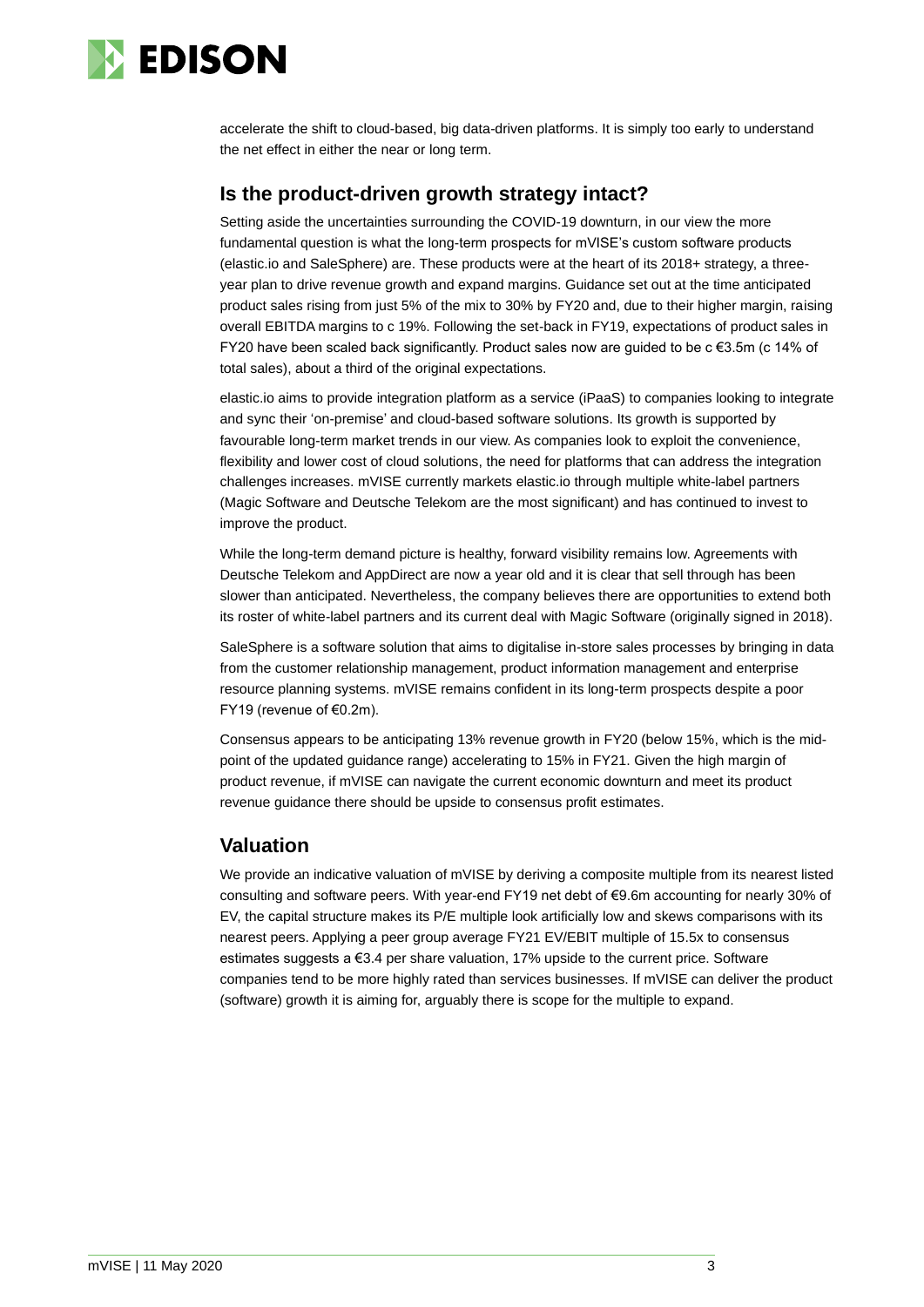accelerate the shift to cloud-based, big data-driven platforms. It is simply too early to understand the net effect in either the near or long term.

## Is the product-driven growth strategy intact?

Setting aside the uncertainties surrounding the COVID-19 downturn, in our view the more fundamental question is what the long-term prospects for mVISE's custom software products (elastic.io and SaleSphere) are. These products were at the heart of its 2018+ strategy, a three-year plan to drive revenue growth and expand margins. Guidance set out at the time anticipated product sales rising from just 5% of the mix to 30% by FY20 and, due to their higher margin, raising overall EBITDA margins to c 19%. Following the set-back in FY19, expectations of product sales in FY20 have been scaled back significantly. Product sales now are guided to be c €3.5m (c 14% of total sales), about a third of the original expectations.

elastic.io aims to provide integration platform as a service (iPaaS) to companies looking to integrate and sync their 'on-premise' and cloud-based software solutions. Its growth is supported by favourable long-term market trends in our view. As companies look to exploit the convenience, flexibility and lower cost of cloud solutions, the need for platforms that can address the integration challenges increases. mVISE currently markets elastic.io through multiple white-label partners (Magic Software and Deutsche Telekom are the most significant) and has continued to invest to improve the product.

While the long-term demand picture is healthy, forward visibility remains low. Agreements with Deutsche Telekom and AppDirect are now a year old and it is clear that sell through has been slower than anticipated. Nevertheless, the company believes there are opportunities to extend both its roster of white-label partners and its current deal with Magic Software (originally signed in 2018).

SaleSphere is a software solution that aims to digitalise in-store sales processes by bringing in data from the customer relationship management, product information management and enterprise resource planning systems. mVISE remains confident in its long-term prospects despite a poor FY19 (revenue of €0.2m).

Consensus appears to be anticipating 13% revenue growth in FY20 (below 15%, which is the mid-point of the updated guidance range) accelerating to 15% in FY21. Given the high margin of product revenue, if mVISE can navigate the current economic downturn and meet its product revenue guidance there should be upside to consensus profit estimates.

## Valuation

We provide an indicative valuation of mVISE by deriving a composite multiple from its nearest listed consulting and software peers. With year-end FY19 net debt of €9.6m accounting for nearly 30% of EV, the capital structure makes its P/E multiple look artificially low and skews comparisons with its nearest peers. Applying a peer group average FY21 EV/EBIT multiple of 15.5x to consensus estimates suggests a €3.4 per share valuation, 17% upside to the current price. Software companies tend to be more highly rated than services businesses. If mVISE can deliver the product (software) growth it is aiming for, arguably there is scope for the multiple to expand.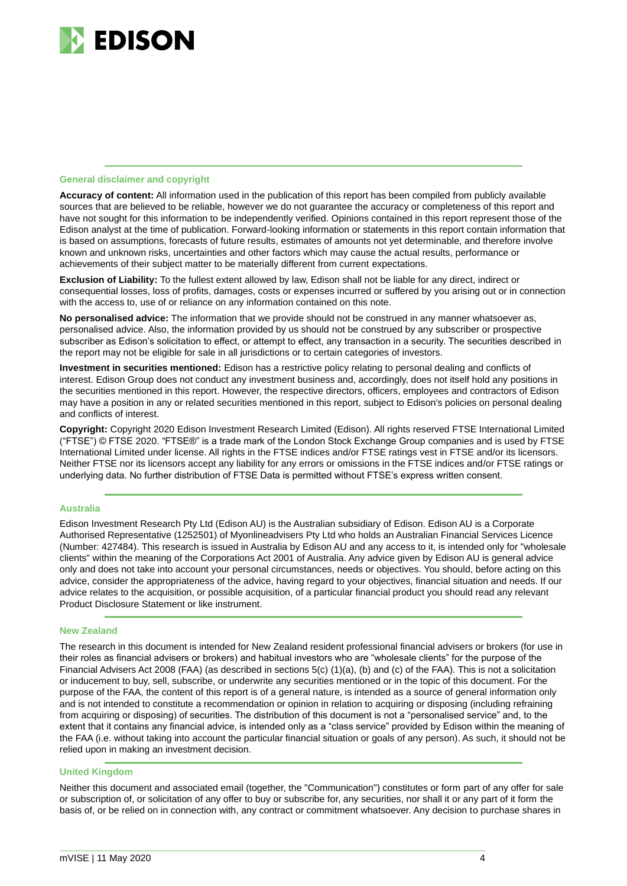## General disclaimer and copyright

**Accuracy of content:** All information used in the publication of this report has been compiled from publicly available sources that are believed to be reliable, however we do not guarantee the accuracy or completeness of this report and have not sought for this information to be independently verified. Opinions contained in this report represent those of the Edison analyst at the time of publication. Forward-looking information or statements in this report contain information that is based on assumptions, forecasts of future results, estimates of amounts not yet determinable, and therefore involve known and unknown risks, uncertainties and other factors which may cause the actual results, performance or achievements of their subject matter to be materially different from current expectations.

**Exclusion of Liability:** To the fullest extent allowed by law, Edison shall not be liable for any direct, indirect or consequential losses, loss of profits, damages, costs or expenses incurred or suffered by you arising out or in connection with the access to, use of or reliance on any information contained on this note.

**No personalised advice:** The information that we provide should not be construed in any manner whatsoever as, personalised advice. Also, the information provided by us should not be construed by any subscriber or prospective subscriber as Edison's solicitation to effect, or attempt to effect, any transaction in a security. The securities described in the report may not be eligible for sale in all jurisdictions or to certain categories of investors.

**Investment in securities mentioned:** Edison has a restrictive policy relating to personal dealing and conflicts of interest. Edison Group does not conduct any investment business and, accordingly, does not itself hold any positions in the securities mentioned in this report. However, the respective directors, officers, employees and contractors of Edison may have a position in any or related securities mentioned in this report, subject to Edison's policies on personal dealing and conflicts of interest.

**Copyright:** Copyright 2020 Edison Investment Research Limited (Edison). All rights reserved FTSE International Limited ("FTSE") © FTSE 2020. "FTSE®" is a trade mark of the London Stock Exchange Group companies and is used by FTSE International Limited under license. All rights in the FTSE indices and/or FTSE ratings vest in FTSE and/or its licensors. Neither FTSE nor its licensors accept any liability for any errors or omissions in the FTSE indices and/or FTSE ratings or underlying data. No further distribution of FTSE Data is permitted without FTSE's express written consent.

## Australia

Edison Investment Research Pty Ltd (Edison AU) is the Australian subsidiary of Edison. Edison AU is a Corporate Authorised Representative (1252501) of Myonlineadvisers Pty Ltd who holds an Australian Financial Services Licence (Number: 427484). This research is issued in Australia by Edison AU and any access to it, is intended only for "wholesale clients" within the meaning of the Corporations Act 2001 of Australia. Any advice given by Edison AU is general advice only and does not take into account your personal circumstances, needs or objectives. You should, before acting on this advice, consider the appropriateness of the advice, having regard to your objectives, financial situation and needs. If our advice relates to the acquisition, or possible acquisition, of a particular financial product you should read any relevant Product Disclosure Statement or like instrument.

## New Zealand

The research in this document is intended for New Zealand resident professional financial advisers or brokers (for use in their roles as financial advisers or brokers) and habitual investors who are "wholesale clients" for the purpose of the Financial Advisers Act 2008 (FAA) (as described in sections 5(c) (1)(a), (b) and (c) of the FAA). This is not a solicitation or inducement to buy, sell, subscribe, or underwrite any securities mentioned or in the topic of this document. For the purpose of the FAA, the content of this report is of a general nature, is intended as a source of general information only and is not intended to constitute a recommendation or opinion in relation to acquiring or disposing (including refraining from acquiring or disposing) of securities. The distribution of this document is not a "personalised service" and, to the extent that it contains any financial advice, is intended only as a "class service" provided by Edison within the meaning of the FAA (i.e. without taking into account the particular financial situation or goals of any person). As such, it should not be relied upon in making an investment decision.

## United Kingdom

Neither this document and associated email (together, the "Communication") constitutes or form part of any offer for sale or subscription of, or solicitation of any offer to buy or subscribe for, any securities, nor shall it or any part of it form the basis of, or be relied on in connection with, any contract or commitment whatsoever. Any decision to purchase shares in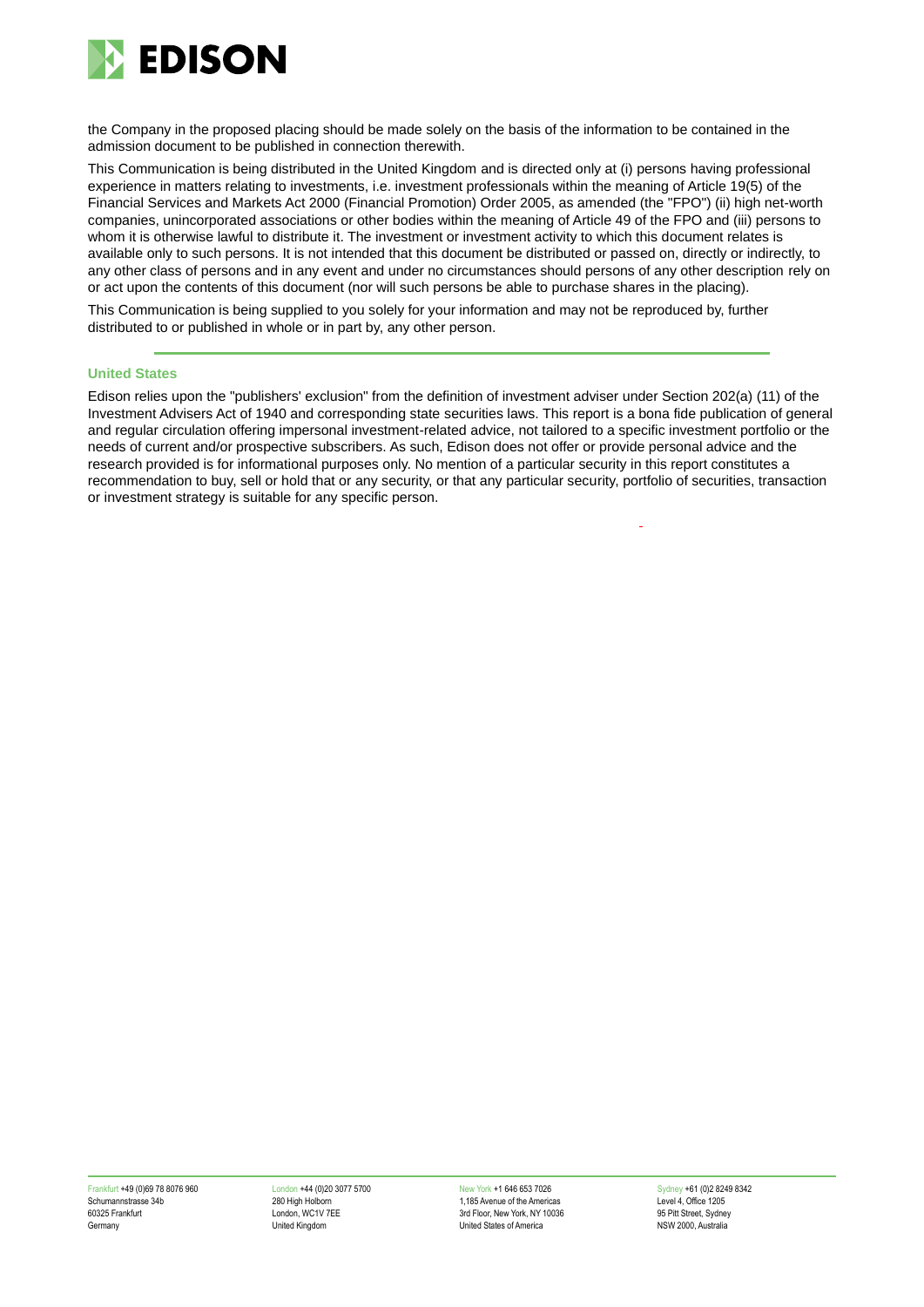the Company in the proposed placing should be made solely on the basis of the information to be contained in the admission document to be published in connection therewith.

This Communication is being distributed in the United Kingdom and is directed only at (i) persons having professional experience in matters relating to investments, i.e. investment professionals within the meaning of Article 19(5) of the Financial Services and Markets Act 2000 (Financial Promotion) Order 2005, as amended (the "FPO") (ii) high net-worth companies, unincorporated associations or other bodies within the meaning of Article 49 of the FPO and (iii) persons to whom it is otherwise lawful to distribute it. The investment or investment activity to which this document relates is available only to such persons. It is not intended that this document be distributed or passed on, directly or indirectly, to any other class of persons and in any event and under no circumstances should persons of any other description rely on or act upon the contents of this document (nor will such persons be able to purchase shares in the placing).

This Communication is being supplied to you solely for your information and may not be reproduced by, further distributed to or published in whole or in part by, any other person.

### United States

Edison relies upon the "publishers' exclusion" from the definition of investment adviser under Section 202(a) (11) of the Investment Advisers Act of 1940 and corresponding state securities laws. This report is a bona fide publication of general and regular circulation offering impersonal investment-related advice, not tailored to a specific investment portfolio or the needs of current and/or prospective subscribers. As such, Edison does not offer or provide personal advice and the research provided is for informational purposes only. No mention of a particular security in this report constitutes a recommendation to buy, sell or hold that or any security, or that any particular security, portfolio of securities, transaction or investment strategy is suitable for any specific person.

Frankfurt +49 (0)69 78 8076 960
Schumannstrasse 34b
60325 Frankfurt
Germany

London +44 (0)20 3077 5700
280 High Holborn
London, WC1V 7EE
United Kingdom

New York +1 646 653 7026
1,185 Avenue of the Americas
3rd Floor, New York, NY 10036
United States of America

Sydney +61 (0)2 8249 8342
Level 4, Office 1205
95 Pitt Street, Sydney
NSW 2000, Australia